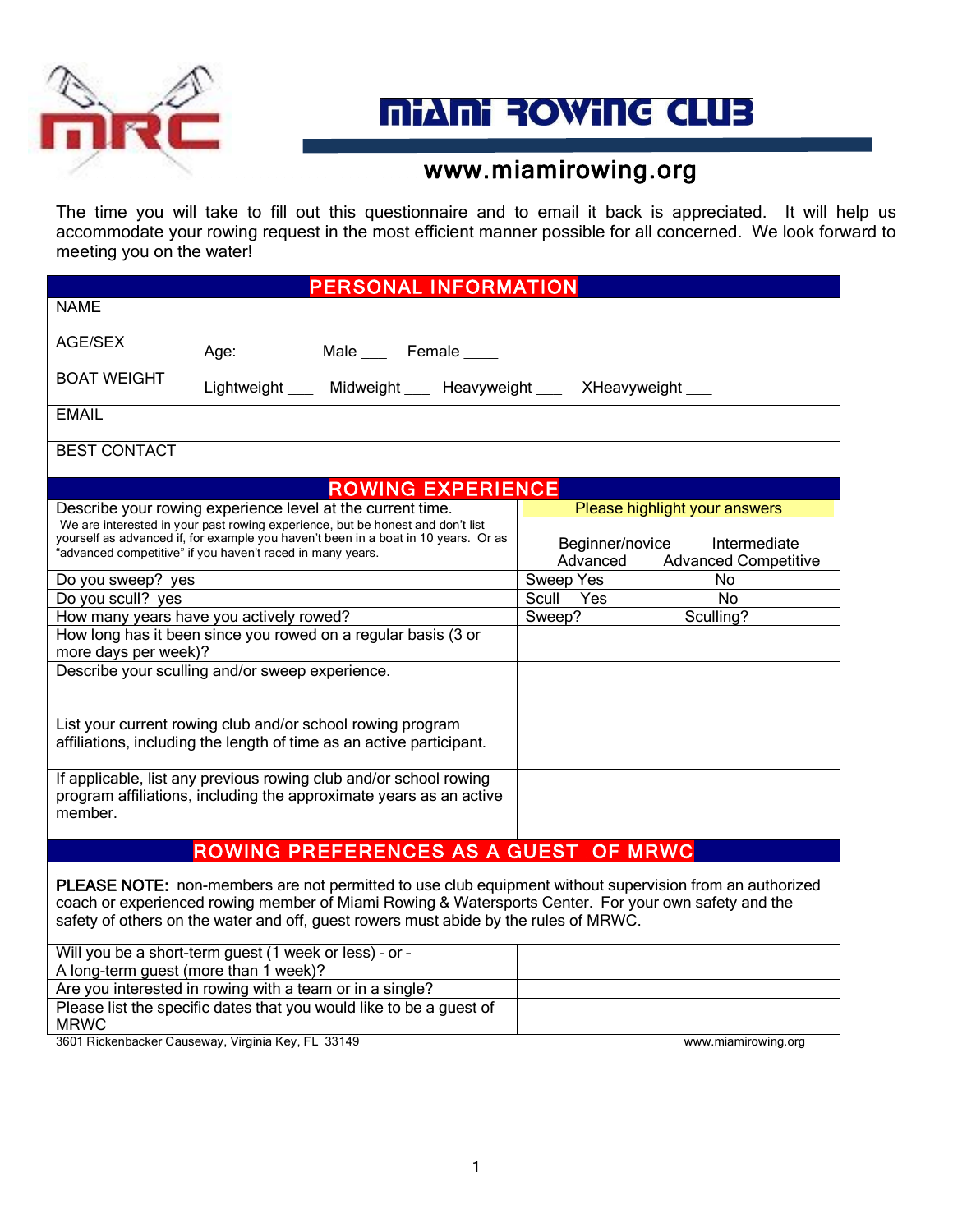# MIAMI ROWING CLUB

## www.miamirowing.org

The time you will take to fill out this questionnaire and to email it back is appreciated. It will help us accommodate your rowing request in the most efficient manner possible for all concerned. We look forward to meeting you on the water!

| PERSONAL INFORMATION | |
|---|---|
| NAME | |
| AGE/SEX | Age: Male ___ Female ____ |
| BOAT WEIGHT | Lightweight ___ Midweight ___ Heavyweight ___ XHeavyweight ___ |
| EMAIL | |
| BEST CONTACT | |

| ROWING EXPERIENCE | |
|---|---|
| Describe your rowing experience level at the current time. We are interested in your past rowing experience, but be honest and don't list yourself as advanced if, for example you haven't been in a boat in 10 years. Or as "advanced competitive" if you haven't raced in many years. | Please highlight your answers<br>Beginner/novice Intermediate<br>Advanced Advanced Competitive |
| Do you sweep? yes | Sweep Yes No |
| Do you scull? yes | Scull Yes No |
| How many years have you actively rowed? | Sweep? Sculling? |
| How long has it been since you rowed on a regular basis (3 or more days per week)? | |
| Describe your sculling and/or sweep experience. | |
| List your current rowing club and/or school rowing program affiliations, including the length of time as an active participant. | |
| If applicable, list any previous rowing club and/or school rowing program affiliations, including the approximate years as an active member. | |

## ROWING PREFERENCES AS A GUEST OF MRWC

**PLEASE NOTE:** non-members are not permitted to use club equipment without supervision from an authorized coach or experienced rowing member of Miami Rowing & Watersports Center. For your own safety and the safety of others on the water and off, guest rowers must abide by the rules of MRWC.

| | |
|---|---|
| Will you be a short-term guest (1 week or less) - or - A long-term guest (more than 1 week)? | |
| Are you interested in rowing with a team or in a single? | |
| Please list the specific dates that you would like to be a guest of MRWC | |

3601 Rickenbacker Causeway, Virginia Key, FL 33149 www.miamirowing.org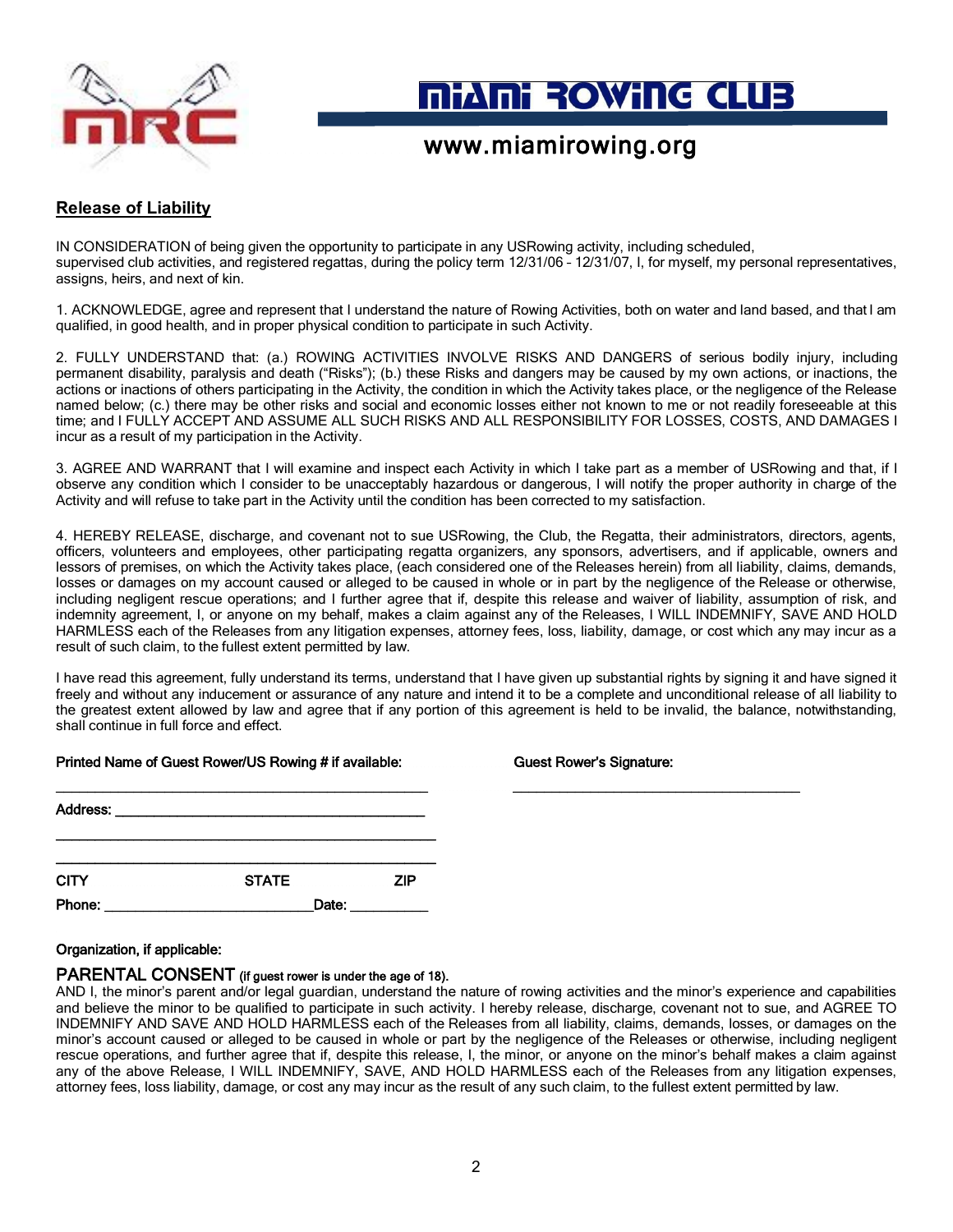# MIAMI ROWING CLUB

www.miamirowing.org

## Release of Liability

IN CONSIDERATION of being given the opportunity to participate in any USRowing activity, including scheduled, supervised club activities, and registered regattas, during the policy term 12/31/06 – 12/31/07, I, for myself, my personal representatives, assigns, heirs, and next of kin.

1. ACKNOWLEDGE, agree and represent that I understand the nature of Rowing Activities, both on water and land based, and that I am qualified, in good health, and in proper physical condition to participate in such Activity.

2. FULLY UNDERSTAND that: (a.) ROWING ACTIVITIES INVOLVE RISKS AND DANGERS of serious bodily injury, including permanent disability, paralysis and death ("Risks"); (b.) these Risks and dangers may be caused by my own actions, or inactions, the actions or inactions of others participating in the Activity, the condition in which the Activity takes place, or the negligence of the Release named below; (c.) there may be other risks and social and economic losses either not known to me or not readily foreseeable at this time; and I FULLY ACCEPT AND ASSUME ALL SUCH RISKS AND ALL RESPONSIBILITY FOR LOSSES, COSTS, AND DAMAGES I incur as a result of my participation in the Activity.

3. AGREE AND WARRANT that I will examine and inspect each Activity in which I take part as a member of USRowing and that, if I observe any condition which I consider to be unacceptably hazardous or dangerous, I will notify the proper authority in charge of the Activity and will refuse to take part in the Activity until the condition has been corrected to my satisfaction.

4. HEREBY RELEASE, discharge, and covenant not to sue USRowing, the Club, the Regatta, their administrators, directors, agents, officers, volunteers and employees, other participating regatta organizers, any sponsors, advertisers, and if applicable, owners and lessors of premises, on which the Activity takes place, (each considered one of the Releases herein) from all liability, claims, demands, losses or damages on my account caused or alleged to be caused in whole or in part by the negligence of the Release or otherwise, including negligent rescue operations; and I further agree that if, despite this release and waiver of liability, assumption of risk, and indemnity agreement, I, or anyone on my behalf, makes a claim against any of the Releases, I WILL INDEMNIFY, SAVE AND HOLD HARMLESS each of the Releases from any litigation expenses, attorney fees, loss, liability, damage, or cost which any may incur as a result of such claim, to the fullest extent permitted by law.

I have read this agreement, fully understand its terms, understand that I have given up substantial rights by signing it and have signed it freely and without any inducement or assurance of any nature and intend it to be a complete and unconditional release of all liability to the greatest extent allowed by law and agree that if any portion of this agreement is held to be invalid, the balance, notwithstanding, shall continue in full force and effect.

**Printed Name of Guest Rower/US Rowing # if available:** ______________________________

**Guest Rower's Signature:** ______________________________

**Address:** ______________________________

______________________________

______________________________

**CITY** **STATE** **ZIP**

**Phone:** ____________________ **Date:** __________

**Organization, if applicable:**

**PARENTAL CONSENT (if guest rower is under the age of 18).**

AND I, the minor's parent and/or legal guardian, understand the nature of rowing activities and the minor's experience and capabilities and believe the minor to be qualified to participate in such activity. I hereby release, discharge, covenant not to sue, and AGREE TO INDEMNIFY AND SAVE AND HOLD HARMLESS each of the Releases from all liability, claims, demands, losses, or damages on the minor's account caused or alleged to be caused in whole or in part by the negligence of the Releases or otherwise, including negligent rescue operations, and further agree that if, despite this release, I, the minor, or anyone on the minor's behalf makes a claim against any of the above Release, I WILL INDEMNIFY, SAVE, AND HOLD HARMLESS each of the Releases from any litigation expenses, attorney fees, loss liability, damage, or cost any may incur as the result of any such claim, to the fullest extent permitted by law.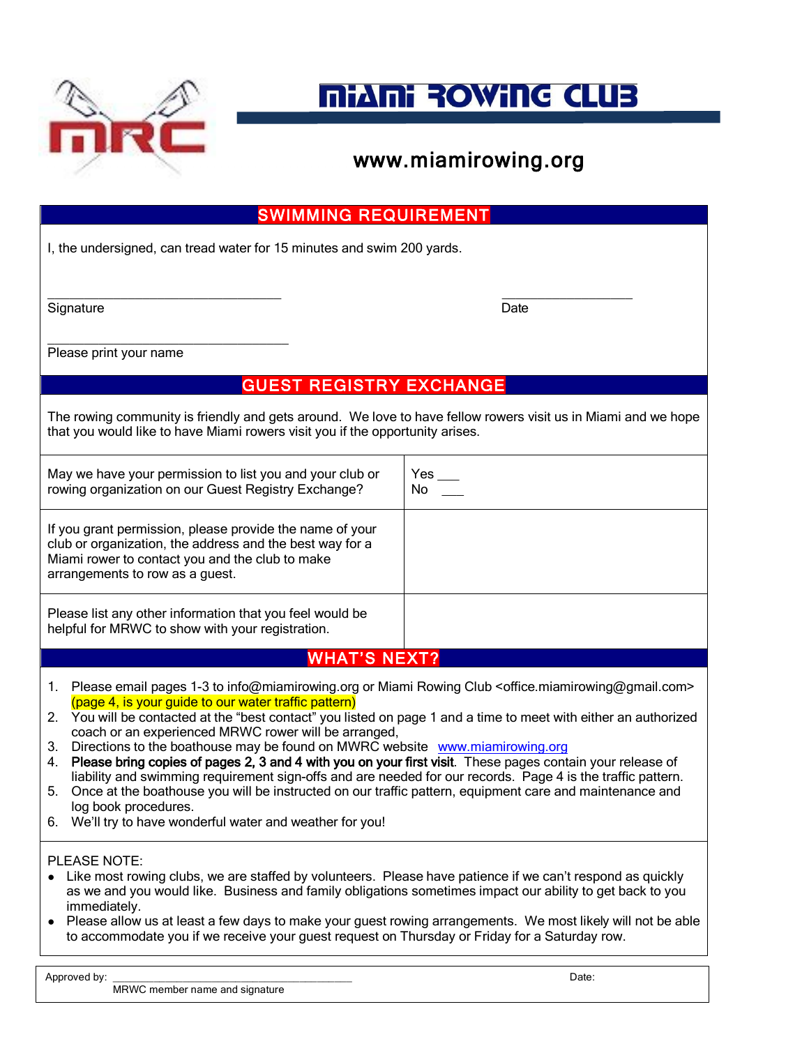# MIAMI ROWING CLUB

www.miamirowing.org

## SWIMMING REQUIREMENT

I, the undersigned, can tread water for 15 minutes and swim 200 yards.

\_\_\_\_\_\_\_\_\_\_\_\_\_\_\_\_\_\_\_\_\_\_\_\_\_\_\_\_\_\_\_\_ \_\_\_\_\_\_\_\_\_\_\_\_\_\_\_\_\_\_

Signature Date

\_\_\_\_\_\_\_\_\_\_\_\_\_\_\_\_\_\_\_\_\_\_\_\_\_\_\_\_\_\_\_\_

Please print your name

## GUEST REGISTRY EXCHANGE

The rowing community is friendly and gets around. We love to have fellow rowers visit us in Miami and we hope that you would like to have Miami rowers visit you if the opportunity arises.

| | |
|---|---|
| May we have your permission to list you and your club or rowing organization on our Guest Registry Exchange? | Yes \_\_\_<br>No \_\_\_ |
| If you grant permission, please provide the name of your club or organization, the address and the best way for a Miami rower to contact you and the club to make arrangements to row as a guest. | |
| Please list any other information that you feel would be helpful for MRWC to show with your registration. | |

## WHAT'S NEXT?

1. Please email pages 1-3 to info@miamirowing.org or Miami Rowing Club <office.miamirowing@gmail.com> (page 4, is your guide to our water traffic pattern)
2. You will be contacted at the "best contact" you listed on page 1 and a time to meet with either an authorized coach or an experienced MRWC rower will be arranged,
3. Directions to the boathouse may be found on MWRC website www.miamirowing.org
4. **Please bring copies of pages 2, 3 and 4 with you on your first visit**. These pages contain your release of liability and swimming requirement sign-offs and are needed for our records. Page 4 is the traffic pattern.
5. Once at the boathouse you will be instructed on our traffic pattern, equipment care and maintenance and log book procedures.
6. We'll try to have wonderful water and weather for you!

PLEASE NOTE:

- Like most rowing clubs, we are staffed by volunteers. Please have patience if we can't respond as quickly as we and you would like. Business and family obligations sometimes impact our ability to get back to you immediately.
- Please allow us at least a few days to make your guest rowing arrangements. We most likely will not be able to accommodate you if we receive your guest request on Thursday or Friday for a Saturday row.

Approved by: \_\_\_\_\_\_\_\_\_\_\_\_\_\_\_\_\_\_\_\_\_\_\_\_\_\_\_\_\_\_\_\_\_\_\_\_\_\_\_\_ Date:

MRWC member name and signature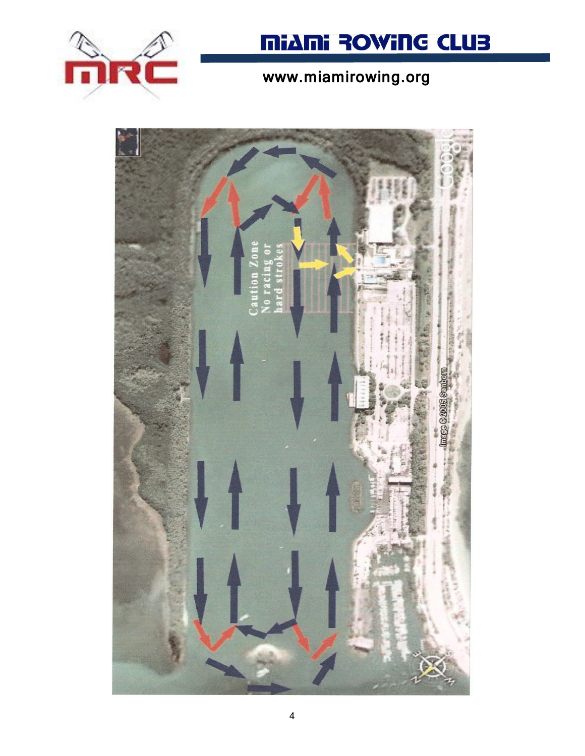Caution Zone
No racing or
hard strokes